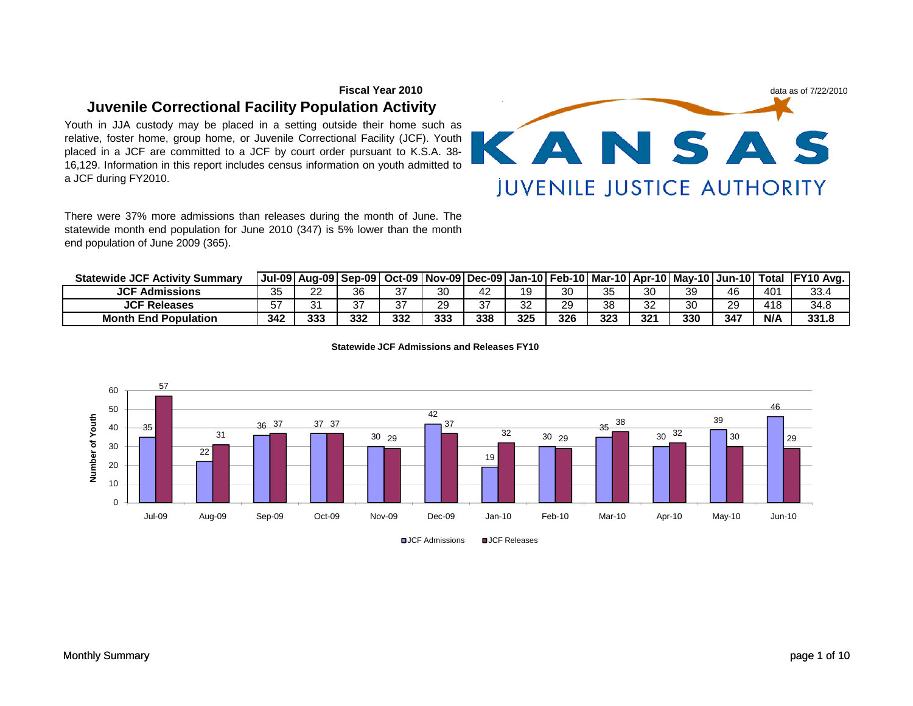**Fiscal Year 2010**

# Juvenile Correctional Facility Population Activity

data as of 7/22/2010

KANSAS
JUVENILE JUSTICE AUTHORITY

Youth in JJA custody may be placed in a setting outside their home such as relative, foster home, group home, or Juvenile Correctional Facility (JCF). Youth placed in a JCF are committed to a JCF by court order pursuant to K.S.A. 38-16,129. Information in this report includes census information on youth admitted to a JCF during FY2010.

There were 37% more admissions than releases during the month of June. The statewide month end population for June 2010 (347) is 5% lower than the month end population of June 2009 (365).

| Statewide JCF Activity Summary | Jul-09 | Aug-09 | Sep-09 | Oct-09 | Nov-09 | Dec-09 | Jan-10 | Feb-10 | Mar-10 | Apr-10 | May-10 | Jun-10 | Total | FY10 Avg. |
|---|---|---|---|---|---|---|---|---|---|---|---|---|---|---|
| **JCF Admissions** | 35 | 22 | 36 | 37 | 30 | 42 | 19 | 30 | 35 | 30 | 39 | 46 | 401 | 33.4 |
| **JCF Releases** | 57 | 31 | 37 | 37 | 29 | 37 | 32 | 29 | 38 | 32 | 30 | 29 | 418 | 34.8 |
| **Month End Population** | **342** | **333** | **332** | **332** | **333** | **338** | **325** | **326** | **323** | **321** | **330** | **347** | **N/A** | **331.8** |

**Statewide JCF Admissions and Releases FY10**

| Month | JCF Admissions | JCF Releases |
|---|---|---|
| Jul-09 | 35 | 57 |
| Aug-09 | 22 | 31 |
| Sep-09 | 36 | 37 |
| Oct-09 | 37 | 37 |
| Nov-09 | 30 | 29 |
| Dec-09 | 42 | 37 |
| Jan-10 | 19 | 32 |
| Feb-10 | 30 | 29 |
| Mar-10 | 35 | 38 |
| Apr-10 | 30 | 32 |
| May-10 | 39 | 30 |
| Jun-10 | 46 | 29 |

Monthly Summary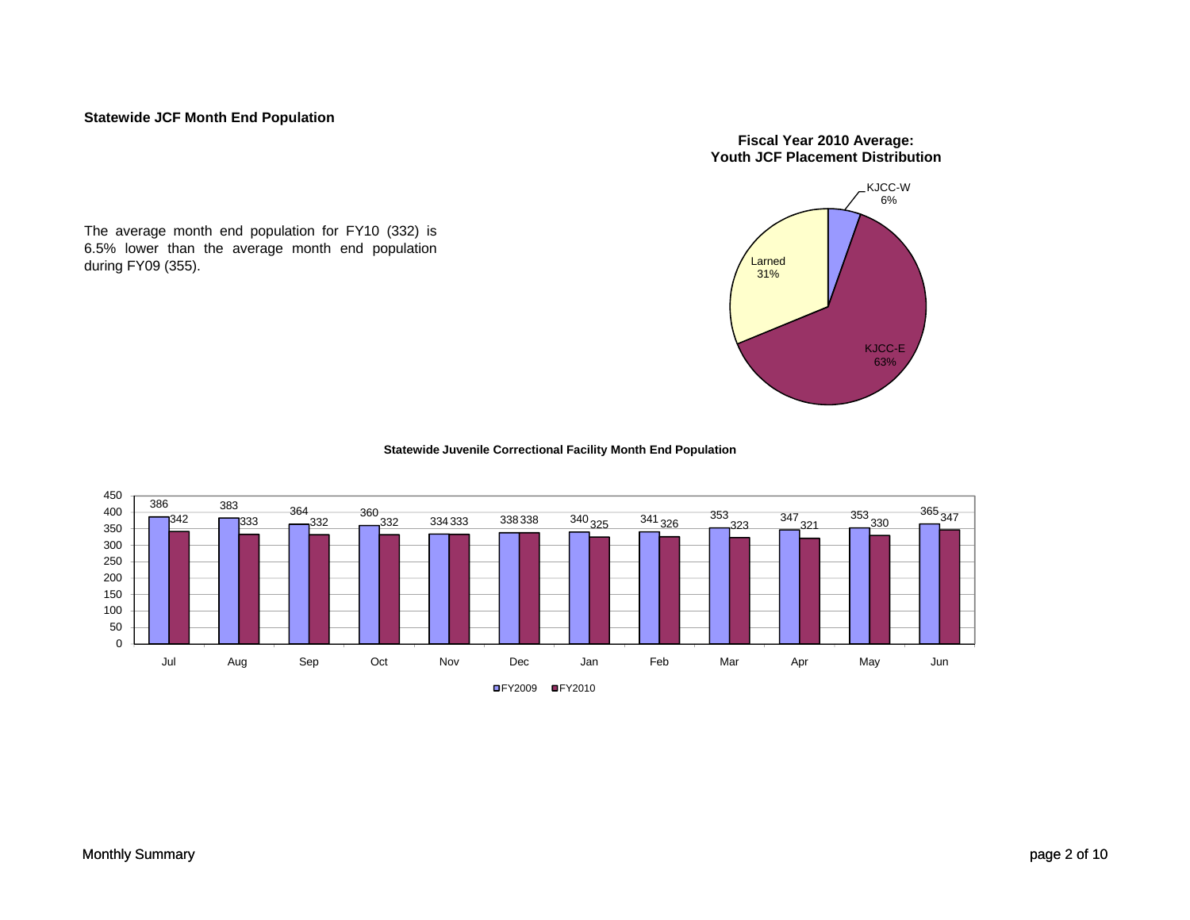**Statewide JCF Month End Population**

The average month end population for FY10 (332) is 6.5% lower than the average month end population during FY09 (355).

**Fiscal Year 2010 Average: Youth JCF Placement Distribution**

| Facility | Percent |
|---|---|
| KJCC-W | 6% |
| KJCC-E | 63% |
| Larned | 31% |

**Statewide Juvenile Correctional Facility Month End Population**

| Month | FY2009 | FY2010 |
|---|---|---|
| Jul | 386 | 342 |
| Aug | 383 | 333 |
| Sep | 364 | 332 |
| Oct | 360 | 332 |
| Nov | 334 | 333 |
| Dec | 338 | 338 |
| Jan | 340 | 325 |
| Feb | 341 | 326 |
| Mar | 353 | 323 |
| Apr | 347 | 321 |
| May | 353 | 330 |
| Jun | 365 | 347 |

Monthly Summary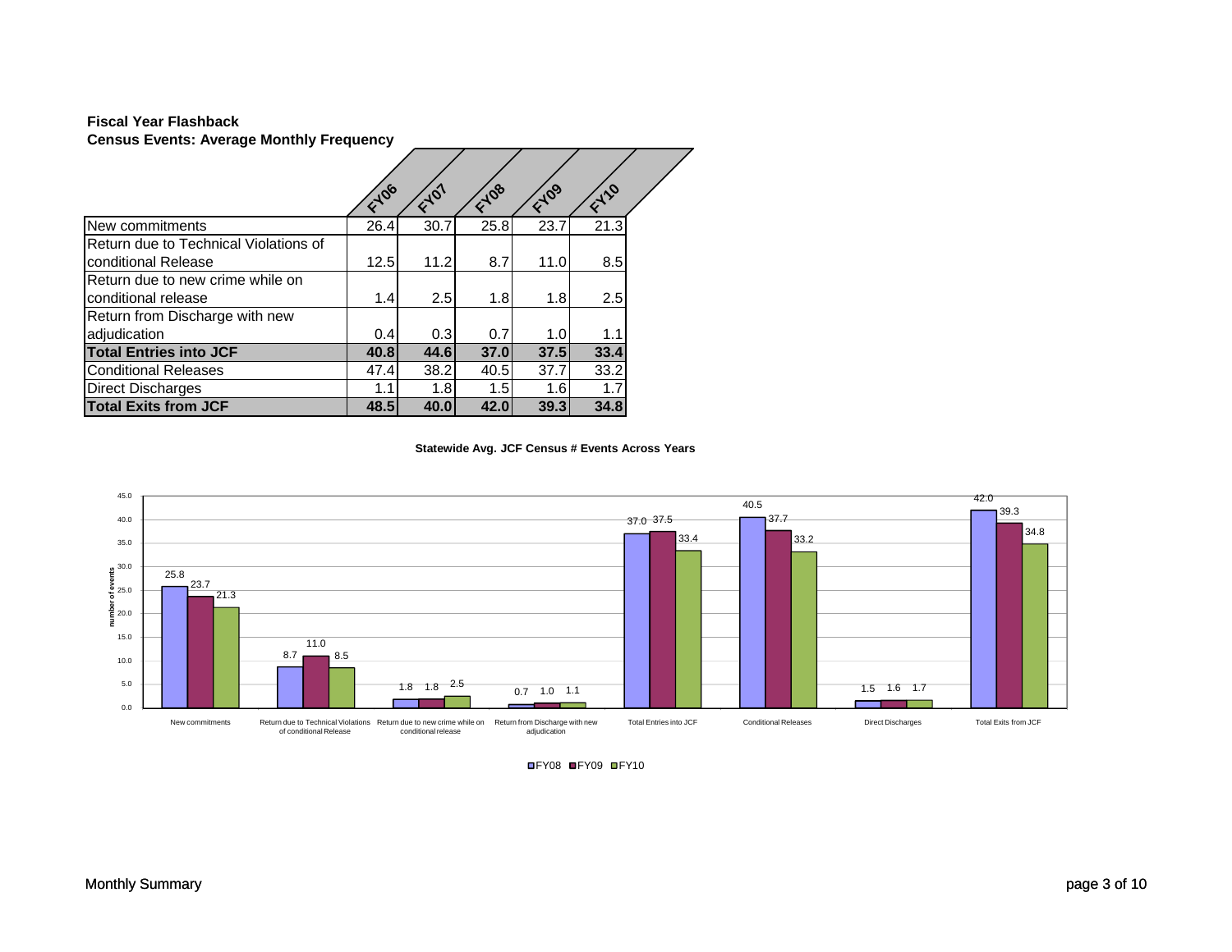**Fiscal Year Flashback**
**Census Events: Average Monthly Frequency**

| | FY06 | FY07 | FY08 | FY09 | FY10 |
|---|---|---|---|---|---|
| New commitments | 26.4 | 30.7 | 25.8 | 23.7 | 21.3 |
| Return due to Technical Violations of conditional Release | 12.5 | 11.2 | 8.7 | 11.0 | 8.5 |
| Return due to new crime while on conditional release | 1.4 | 2.5 | 1.8 | 1.8 | 2.5 |
| Return from Discharge with new adjudication | 0.4 | 0.3 | 0.7 | 1.0 | 1.1 |
| **Total Entries into JCF** | **40.8** | **44.6** | **37.0** | **37.5** | **33.4** |
| Conditional Releases | 47.4 | 38.2 | 40.5 | 37.7 | 33.2 |
| Direct Discharges | 1.1 | 1.8 | 1.5 | 1.6 | 1.7 |
| **Total Exits from JCF** | **48.5** | **40.0** | **42.0** | **39.3** | **34.8** |

**Statewide Avg. JCF Census # Events Across Years**

| number of events | FY08 | FY09 | FY10 |
|---|---|---|---|
| New commitments | 25.8 | 23.7 | 21.3 |
| Return due to Technical Violations of conditional Release | 8.7 | 11.0 | 8.5 |
| Return due to new crime while on conditional release | 1.8 | 1.8 | 2.5 |
| Return from Discharge with new adjudication | 0.7 | 1.0 | 1.1 |
| Total Entries into JCF | 37.0 | 37.5 | 33.4 |
| Conditional Releases | 40.5 | 37.7 | 33.2 |
| Direct Discharges | 1.5 | 1.6 | 1.7 |
| Total Exits from JCF | 42.0 | 39.3 | 34.8 |

Monthly Summary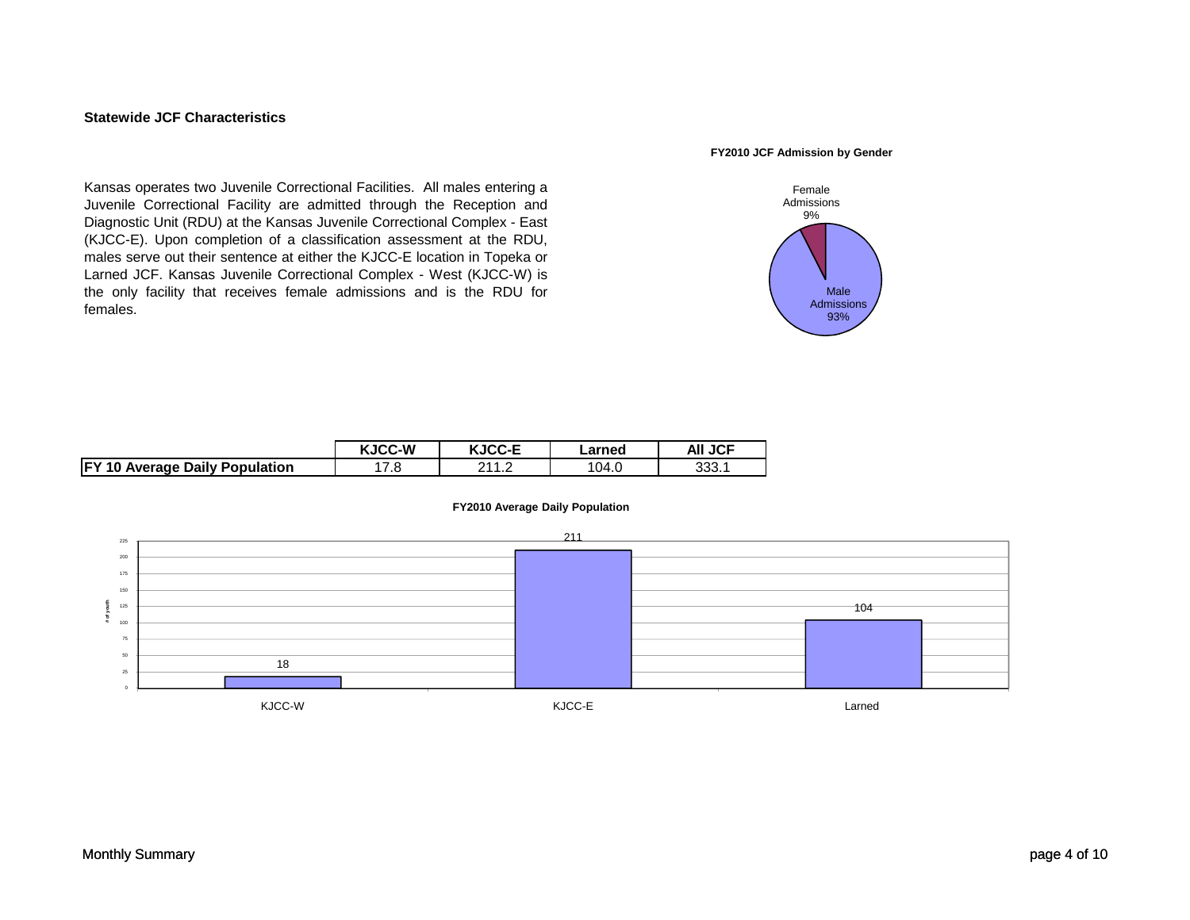### Statewide JCF Characteristics

Kansas operates two Juvenile Correctional Facilities. All males entering a Juvenile Correctional Facility are admitted through the Reception and Diagnostic Unit (RDU) at the Kansas Juvenile Correctional Complex - East (KJCC-E). Upon completion of a classification assessment at the RDU, males serve out their sentence at either the KJCC-E location in Topeka or Larned JCF. Kansas Juvenile Correctional Complex - West (KJCC-W) is the only facility that receives female admissions and is the RDU for females.

**FY2010 JCF Admission by Gender**

Female Admissions 9%

Male Admissions 93%

| | KJCC-W | KJCC-E | Larned | All JCF |
|---|---|---|---|---|
| **FY 10 Average Daily Population** | 17.8 | 211.2 | 104.0 | 333.1 |

**FY2010 Average Daily Population**

| | KJCC-W | KJCC-E | Larned |
|---|---|---|---|
| # of youth | 18 | 211 | 104 |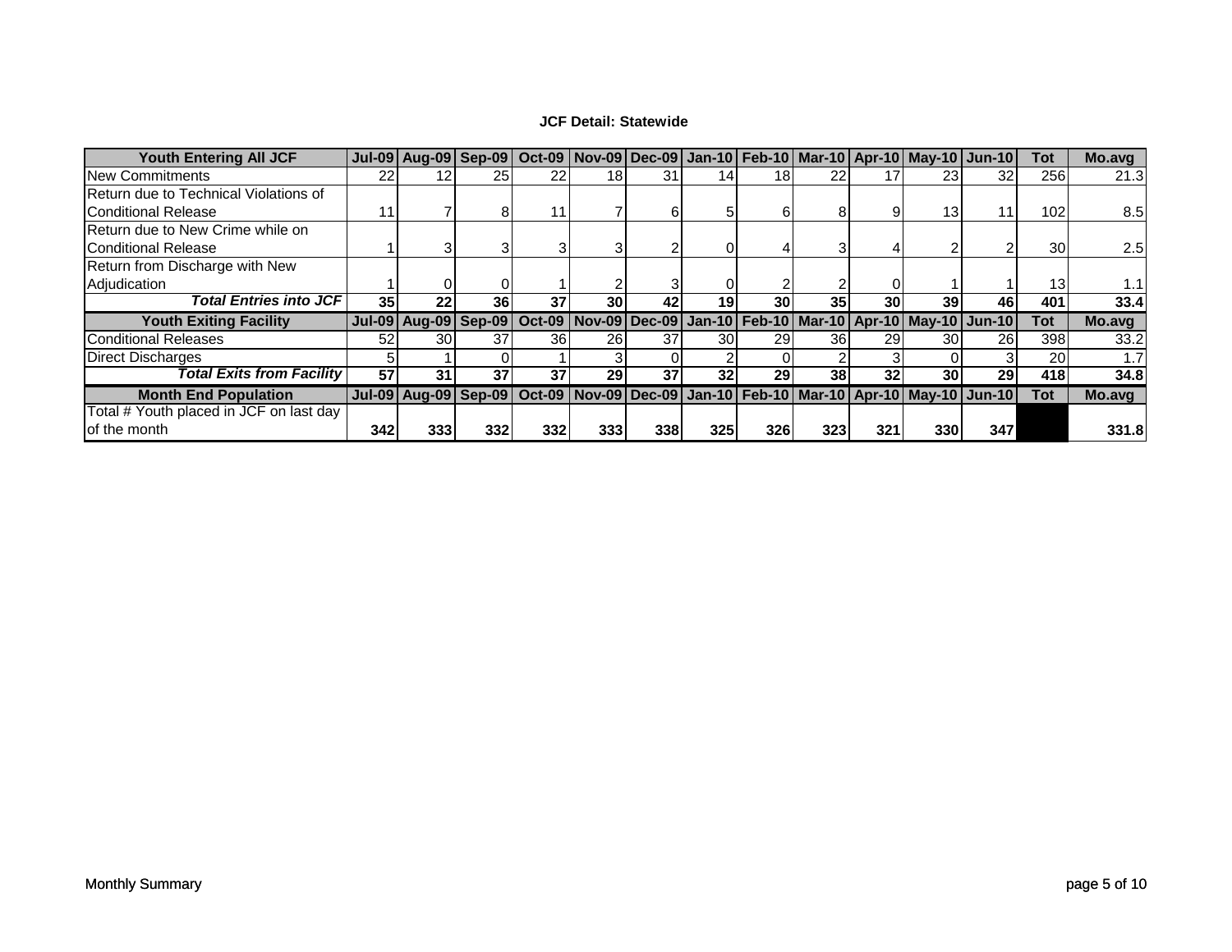### JCF Detail: Statewide

| Youth Entering All JCF | Jul-09 | Aug-09 | Sep-09 | Oct-09 | Nov-09 | Dec-09 | Jan-10 | Feb-10 | Mar-10 | Apr-10 | May-10 | Jun-10 | Tot | Mo.avg |
|---|---|---|---|---|---|---|---|---|---|---|---|---|---|---|
| New Commitments | 22 | 12 | 25 | 22 | 18 | 31 | 14 | 18 | 22 | 17 | 23 | 32 | 256 | 21.3 |
| Return due to Technical Violations of Conditional Release | 11 | 7 | 8 | 11 | 7 | 6 | 5 | 6 | 8 | 9 | 13 | 11 | 102 | 8.5 |
| Return due to New Crime while on Conditional Release | 1 | 3 | 3 | 3 | 3 | 2 | 0 | 4 | 3 | 4 | 2 | 2 | 30 | 2.5 |
| Return from Discharge with New Adjudication | 1 | 0 | 0 | 1 | 2 | 3 | 0 | 2 | 2 | 0 | 1 | 1 | 13 | 1.1 |
| ***Total Entries into JCF*** | **35** | **22** | **36** | **37** | **30** | **42** | **19** | **30** | **35** | **30** | **39** | **46** | **401** | **33.4** |
| **Youth Exiting Facility** | **Jul-09** | **Aug-09** | **Sep-09** | **Oct-09** | **Nov-09** | **Dec-09** | **Jan-10** | **Feb-10** | **Mar-10** | **Apr-10** | **May-10** | **Jun-10** | **Tot** | **Mo.avg** |
| Conditional Releases | 52 | 30 | 37 | 36 | 26 | 37 | 30 | 29 | 36 | 29 | 30 | 26 | 398 | 33.2 |
| Direct Discharges | 5 | 1 | 0 | 1 | 3 | 0 | 2 | 0 | 2 | 3 | 0 | 3 | 20 | 1.7 |
| ***Total Exits from Facility*** | **57** | **31** | **37** | **37** | **29** | **37** | **32** | **29** | **38** | **32** | **30** | **29** | **418** | **34.8** |
| **Month End Population** | **Jul-09** | **Aug-09** | **Sep-09** | **Oct-09** | **Nov-09** | **Dec-09** | **Jan-10** | **Feb-10** | **Mar-10** | **Apr-10** | **May-10** | **Jun-10** | **Tot** | **Mo.avg** |
| Total # Youth placed in JCF on last day of the month | **342** | **333** | **332** | **332** | **333** | **338** | **325** | **326** | **323** | **321** | **330** | **347** | | **331.8** |

Monthly Summary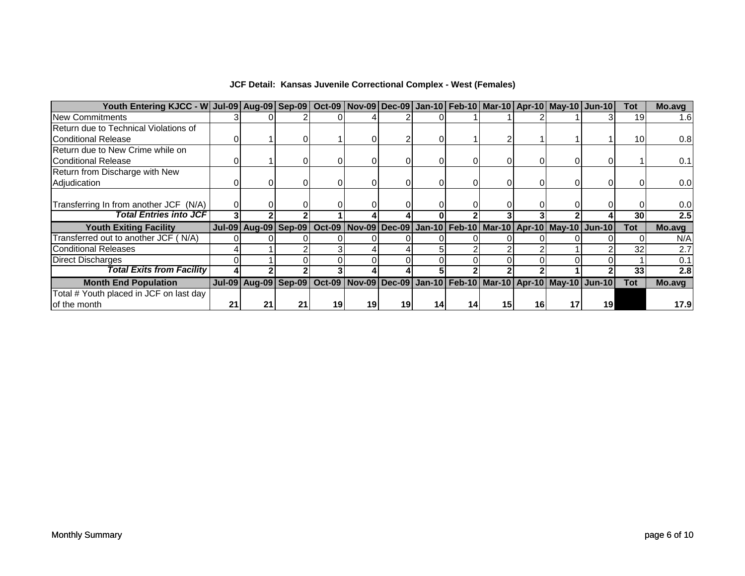**JCF Detail: Kansas Juvenile Correctional Complex - West (Females)**

| Youth Entering KJCC - W | Jul-09 | Aug-09 | Sep-09 | Oct-09 | Nov-09 | Dec-09 | Jan-10 | Feb-10 | Mar-10 | Apr-10 | May-10 | Jun-10 | Tot | Mo.avg |
|---|---|---|---|---|---|---|---|---|---|---|---|---|---|---|
| New Commitments | 3 | 0 | 2 | 0 | 4 | 2 | 0 | 1 | 1 | 2 | 1 | 3 | 19 | 1.6 |
| Return due to Technical Violations of Conditional Release | 0 | 1 | 0 | 1 | 0 | 2 | 0 | 1 | 2 | 1 | 1 | 1 | 10 | 0.8 |
| Return due to New Crime while on Conditional Release | 0 | 1 | 0 | 0 | 0 | 0 | 0 | 0 | 0 | 0 | 0 | 0 | 1 | 0.1 |
| Return from Discharge with New Adjudication | 0 | 0 | 0 | 0 | 0 | 0 | 0 | 0 | 0 | 0 | 0 | 0 | 0 | 0.0 |
| Transferring In from another JCF (N/A) | 0 | 0 | 0 | 0 | 0 | 0 | 0 | 0 | 0 | 0 | 0 | 0 | 0 | 0.0 |
| ***Total Entries into JCF*** | **3** | **2** | **2** | **1** | **4** | **4** | **0** | **2** | **3** | **3** | **2** | **4** | **30** | **2.5** |
| **Youth Exiting Facility** | **Jul-09** | **Aug-09** | **Sep-09** | **Oct-09** | **Nov-09** | **Dec-09** | **Jan-10** | **Feb-10** | **Mar-10** | **Apr-10** | **May-10** | **Jun-10** | **Tot** | **Mo.avg** |
| Transferred out to another JCF ( N/A) | 0 | 0 | 0 | 0 | 0 | 0 | 0 | 0 | 0 | 0 | 0 | 0 | 0 | N/A |
| Conditional Releases | 4 | 1 | 2 | 3 | 4 | 4 | 5 | 2 | 2 | 2 | 1 | 2 | 32 | 2.7 |
| Direct Discharges | 0 | 1 | 0 | 0 | 0 | 0 | 0 | 0 | 0 | 0 | 0 | 0 | 1 | 0.1 |
| ***Total Exits from Facility*** | **4** | **2** | **2** | **3** | **4** | **4** | **5** | **2** | **2** | **2** | **1** | **2** | **33** | **2.8** |
| **Month End Population** | **Jul-09** | **Aug-09** | **Sep-09** | **Oct-09** | **Nov-09** | **Dec-09** | **Jan-10** | **Feb-10** | **Mar-10** | **Apr-10** | **May-10** | **Jun-10** | **Tot** | **Mo.avg** |
| Total # Youth placed in JCF on last day of the month | **21** | **21** | **21** | **19** | **19** | **19** | **14** | **14** | **15** | **16** | **17** | **19** | | **17.9** |

Monthly Summary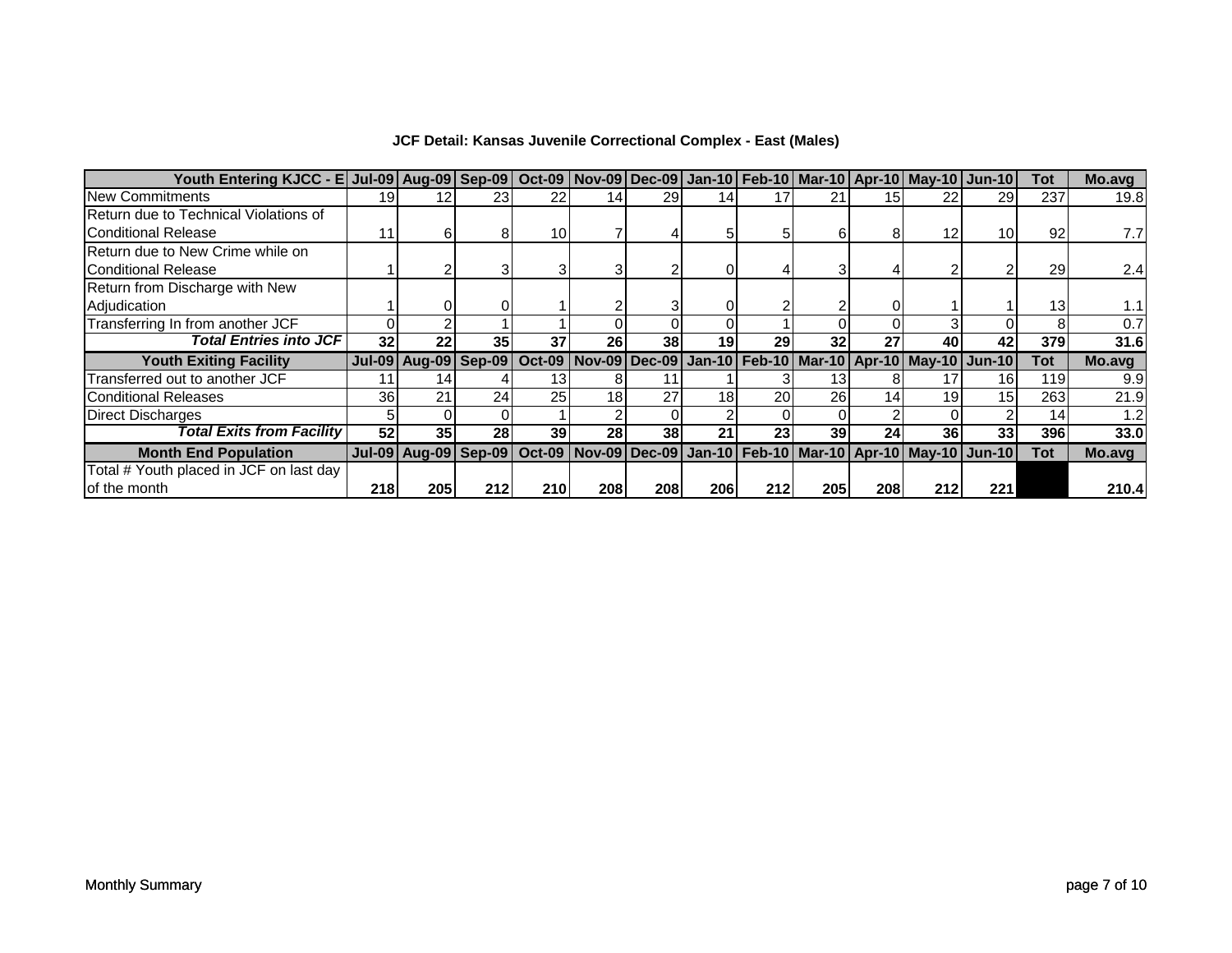**JCF Detail: Kansas Juvenile Correctional Complex - East (Males)**

| Youth Entering KJCC - E | Jul-09 | Aug-09 | Sep-09 | Oct-09 | Nov-09 | Dec-09 | Jan-10 | Feb-10 | Mar-10 | Apr-10 | May-10 | Jun-10 | Tot | Mo.avg |
|---|---|---|---|---|---|---|---|---|---|---|---|---|---|---|
| New Commitments | 19 | 12 | 23 | 22 | 14 | 29 | 14 | 17 | 21 | 15 | 22 | 29 | 237 | 19.8 |
| Return due to Technical Violations of Conditional Release | 11 | 6 | 8 | 10 | 7 | 4 | 5 | 5 | 6 | 8 | 12 | 10 | 92 | 7.7 |
| Return due to New Crime while on Conditional Release | 1 | 2 | 3 | 3 | 3 | 2 | 0 | 4 | 3 | 4 | 2 | 2 | 29 | 2.4 |
| Return from Discharge with New Adjudication | 1 | 0 | 0 | 1 | 2 | 3 | 0 | 2 | 2 | 0 | 1 | 1 | 13 | 1.1 |
| Transferring In from another JCF | 0 | 2 | 1 | 1 | 0 | 0 | 0 | 1 | 0 | 0 | 3 | 0 | 8 | 0.7 |
| ***Total Entries into JCF*** | **32** | **22** | **35** | **37** | **26** | **38** | **19** | **29** | **32** | **27** | **40** | **42** | **379** | **31.6** |
| **Youth Exiting Facility** | **Jul-09** | **Aug-09** | **Sep-09** | **Oct-09** | **Nov-09** | **Dec-09** | **Jan-10** | **Feb-10** | **Mar-10** | **Apr-10** | **May-10** | **Jun-10** | **Tot** | **Mo.avg** |
| Transferred out to another JCF | 11 | 14 | 4 | 13 | 8 | 11 | 1 | 3 | 13 | 8 | 17 | 16 | 119 | 9.9 |
| Conditional Releases | 36 | 21 | 24 | 25 | 18 | 27 | 18 | 20 | 26 | 14 | 19 | 15 | 263 | 21.9 |
| Direct Discharges | 5 | 0 | 0 | 1 | 2 | 0 | 2 | 0 | 0 | 2 | 0 | 2 | 14 | 1.2 |
| ***Total Exits from Facility*** | **52** | **35** | **28** | **39** | **28** | **38** | **21** | **23** | **39** | **24** | **36** | **33** | **396** | **33.0** |
| **Month End Population** | **Jul-09** | **Aug-09** | **Sep-09** | **Oct-09** | **Nov-09** | **Dec-09** | **Jan-10** | **Feb-10** | **Mar-10** | **Apr-10** | **May-10** | **Jun-10** | **Tot** | **Mo.avg** |
| Total # Youth placed in JCF on last day of the month | **218** | **205** | **212** | **210** | **208** | **208** | **206** | **212** | **205** | **208** | **212** | **221** | | **210.4** |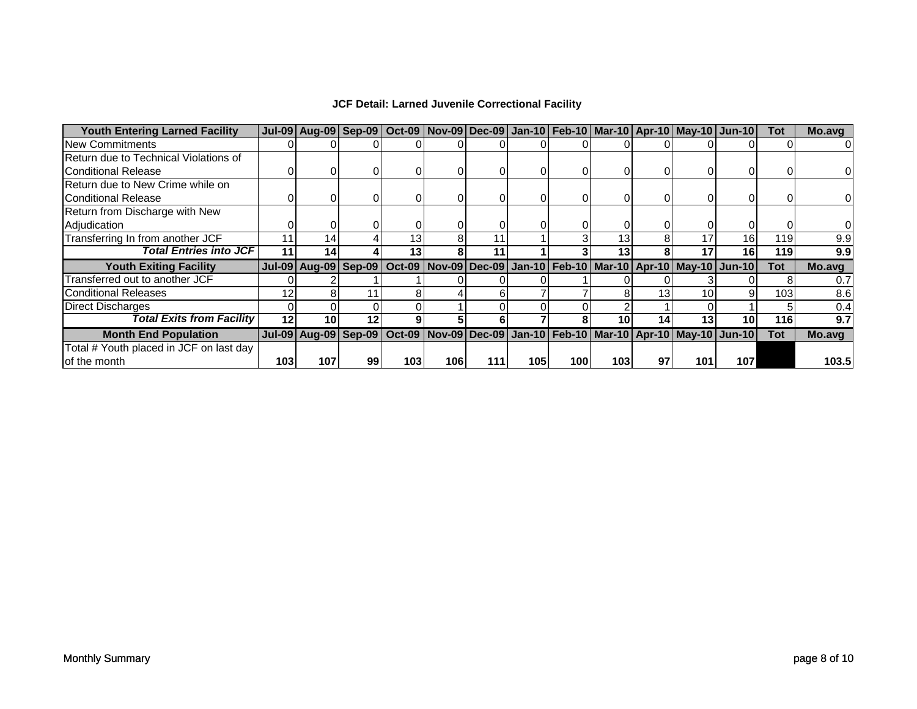**JCF Detail: Larned Juvenile Correctional Facility**

| Youth Entering Larned Facility | Jul-09 | Aug-09 | Sep-09 | Oct-09 | Nov-09 | Dec-09 | Jan-10 | Feb-10 | Mar-10 | Apr-10 | May-10 | Jun-10 | Tot | Mo.avg |
|---|---|---|---|---|---|---|---|---|---|---|---|---|---|---|
| New Commitments | 0 | 0 | 0 | 0 | 0 | 0 | 0 | 0 | 0 | 0 | 0 | 0 | 0 | 0 |
| Return due to Technical Violations of Conditional Release | 0 | 0 | 0 | 0 | 0 | 0 | 0 | 0 | 0 | 0 | 0 | 0 | 0 | 0 |
| Return due to New Crime while on Conditional Release | 0 | 0 | 0 | 0 | 0 | 0 | 0 | 0 | 0 | 0 | 0 | 0 | 0 | 0 |
| Return from Discharge with New Adjudication | 0 | 0 | 0 | 0 | 0 | 0 | 0 | 0 | 0 | 0 | 0 | 0 | 0 | 0 |
| Transferring In from another JCF | 11 | 14 | 4 | 13 | 8 | 11 | 1 | 3 | 13 | 8 | 17 | 16 | 119 | 9.9 |
| ***Total Entries into JCF*** | **11** | **14** | **4** | **13** | **8** | **11** | **1** | **3** | **13** | **8** | **17** | **16** | **119** | **9.9** |
| **Youth Exiting Facility** | **Jul-09** | **Aug-09** | **Sep-09** | **Oct-09** | **Nov-09** | **Dec-09** | **Jan-10** | **Feb-10** | **Mar-10** | **Apr-10** | **May-10** | **Jun-10** | **Tot** | **Mo.avg** |
| Transferred out to another JCF | 0 | 2 | 1 | 1 | 0 | 0 | 0 | 1 | 0 | 0 | 3 | 0 | 8 | 0.7 |
| Conditional Releases | 12 | 8 | 11 | 8 | 4 | 6 | 7 | 7 | 8 | 13 | 10 | 9 | 103 | 8.6 |
| Direct Discharges | 0 | 0 | 0 | 0 | 1 | 0 | 0 | 0 | 2 | 1 | 0 | 1 | 5 | 0.4 |
| ***Total Exits from Facility*** | **12** | **10** | **12** | **9** | **5** | **6** | **7** | **8** | **10** | **14** | **13** | **10** | **116** | **9.7** |
| **Month End Population** | **Jul-09** | **Aug-09** | **Sep-09** | **Oct-09** | **Nov-09** | **Dec-09** | **Jan-10** | **Feb-10** | **Mar-10** | **Apr-10** | **May-10** | **Jun-10** | **Tot** | **Mo.avg** |
| Total # Youth placed in JCF on last day of the month | **103** | **107** | **99** | **103** | **106** | **111** | **105** | **100** | **103** | **97** | **101** | **107** | | **103.5** |

Monthly Summary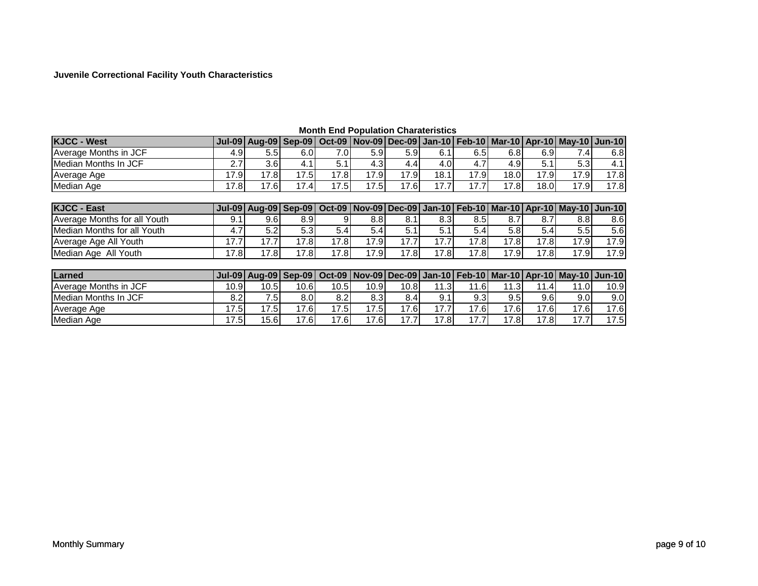**Juvenile Correctional Facility Youth Characteristics**

**Month End Population Charateristics**

| KJCC - West | Jul-09 | Aug-09 | Sep-09 | Oct-09 | Nov-09 | Dec-09 | Jan-10 | Feb-10 | Mar-10 | Apr-10 | May-10 | Jun-10 |
|---|---|---|---|---|---|---|---|---|---|---|---|---|
| Average Months in JCF | 4.9 | 5.5 | 6.0 | 7.0 | 5.9 | 5.9 | 6.1 | 6.5 | 6.8 | 6.9 | 7.4 | 6.8 |
| Median Months In JCF | 2.7 | 3.6 | 4.1 | 5.1 | 4.3 | 4.4 | 4.0 | 4.7 | 4.9 | 5.1 | 5.3 | 4.1 |
| Average Age | 17.9 | 17.8 | 17.5 | 17.8 | 17.9 | 17.9 | 18.1 | 17.9 | 18.0 | 17.9 | 17.9 | 17.8 |
| Median Age | 17.8 | 17.6 | 17.4 | 17.5 | 17.5 | 17.6 | 17.7 | 17.7 | 17.8 | 18.0 | 17.9 | 17.8 |

| KJCC - East | Jul-09 | Aug-09 | Sep-09 | Oct-09 | Nov-09 | Dec-09 | Jan-10 | Feb-10 | Mar-10 | Apr-10 | May-10 | Jun-10 |
|---|---|---|---|---|---|---|---|---|---|---|---|---|
| Average Months for all Youth | 9.1 | 9.6 | 8.9 | 9 | 8.8 | 8.1 | 8.3 | 8.5 | 8.7 | 8.7 | 8.8 | 8.6 |
| Median Months for all Youth | 4.7 | 5.2 | 5.3 | 5.4 | 5.4 | 5.1 | 5.1 | 5.4 | 5.8 | 5.4 | 5.5 | 5.6 |
| Average Age All Youth | 17.7 | 17.7 | 17.8 | 17.8 | 17.9 | 17.7 | 17.7 | 17.8 | 17.8 | 17.8 | 17.9 | 17.9 |
| Median Age All Youth | 17.8 | 17.8 | 17.8 | 17.8 | 17.9 | 17.8 | 17.8 | 17.8 | 17.9 | 17.8 | 17.9 | 17.9 |

| Larned | Jul-09 | Aug-09 | Sep-09 | Oct-09 | Nov-09 | Dec-09 | Jan-10 | Feb-10 | Mar-10 | Apr-10 | May-10 | Jun-10 |
|---|---|---|---|---|---|---|---|---|---|---|---|---|
| Average Months in JCF | 10.9 | 10.5 | 10.6 | 10.5 | 10.9 | 10.8 | 11.3 | 11.6 | 11.3 | 11.4 | 11.0 | 10.9 |
| Median Months In JCF | 8.2 | 7.5 | 8.0 | 8.2 | 8.3 | 8.4 | 9.1 | 9.3 | 9.5 | 9.6 | 9.0 | 9.0 |
| Average Age | 17.5 | 17.5 | 17.6 | 17.5 | 17.5 | 17.6 | 17.7 | 17.6 | 17.6 | 17.6 | 17.6 | 17.6 |
| Median Age | 17.5 | 15.6 | 17.6 | 17.6 | 17.6 | 17.7 | 17.8 | 17.7 | 17.8 | 17.8 | 17.7 | 17.5 |

Monthly Summary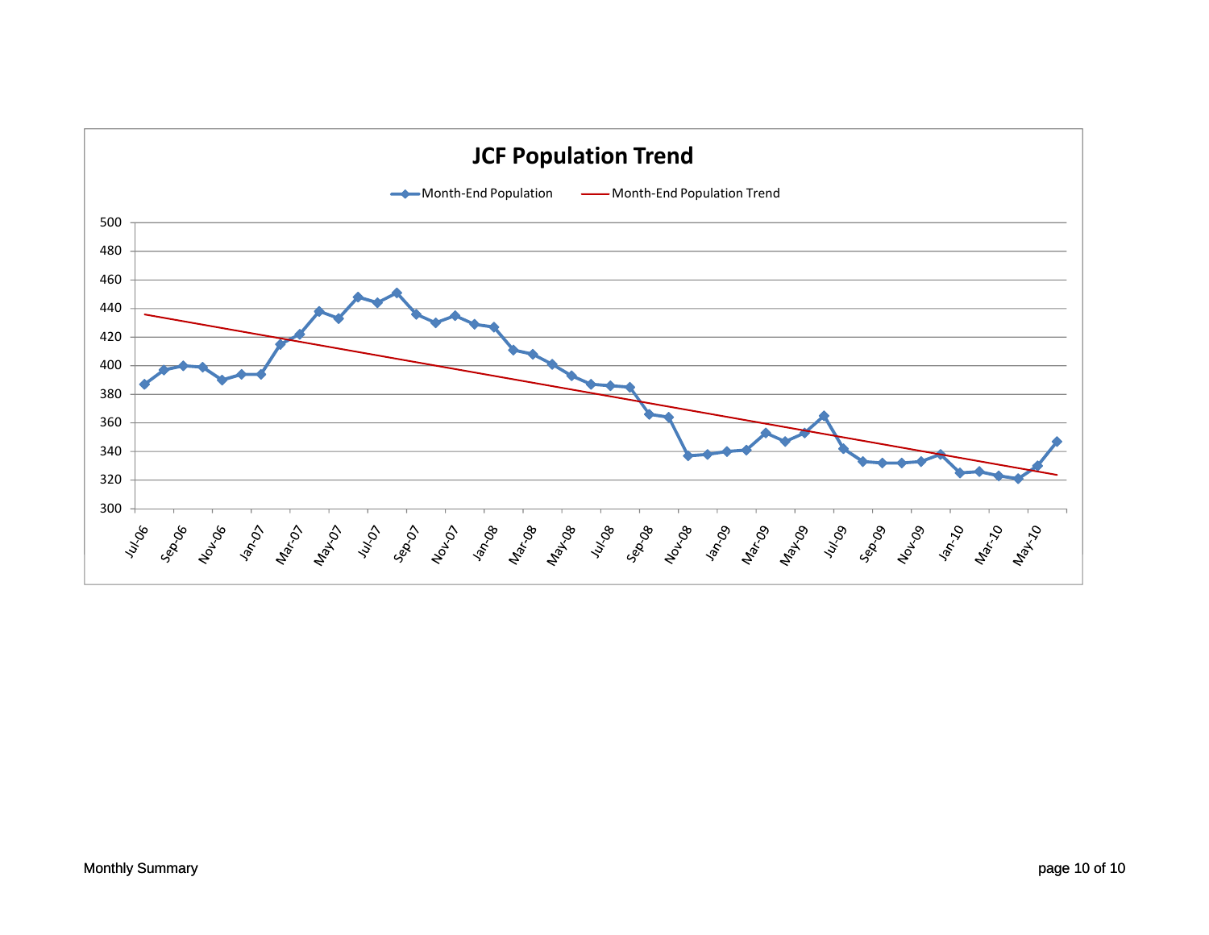## JCF Population Trend

Month-End Population
Month-End Population Trend

500
480
460
440
420
400
380
360
340
320
300

Jul-06
Sep-06
Nov-06
Jan-07
Mar-07
May-07
Jul-07
Sep-07
Nov-07
Jan-08
Mar-08
May-08
Jul-08
Sep-08
Nov-08
Jan-09
Mar-09
May-09
Jul-09
Sep-09
Nov-09
Jan-10
Mar-10
May-10

Monthly Summary